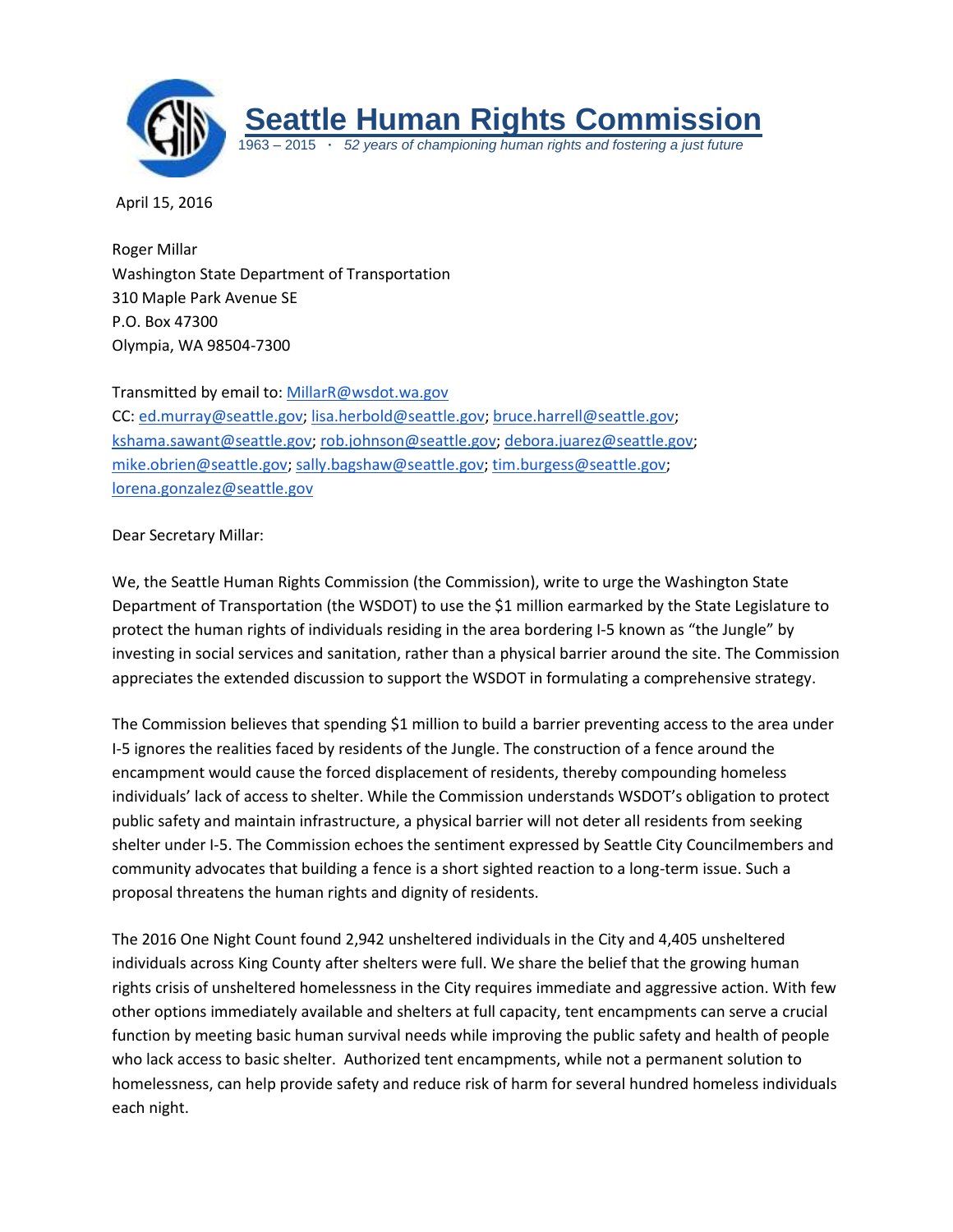# Seattle Human Rights Commission

1963 – 2015 · *52 years of championing human rights and fostering a just future*

April 15, 2016

Roger Millar
Washington State Department of Transportation
310 Maple Park Avenue SE
P.O. Box 47300
Olympia, WA 98504-7300

Transmitted by email to: MillarR@wsdot.wa.gov
CC: ed.murray@seattle.gov; lisa.herbold@seattle.gov; bruce.harrell@seattle.gov; kshama.sawant@seattle.gov; rob.johnson@seattle.gov; debora.juarez@seattle.gov; mike.obrien@seattle.gov; sally.bagshaw@seattle.gov; tim.burgess@seattle.gov; lorena.gonzalez@seattle.gov

Dear Secretary Millar:

We, the Seattle Human Rights Commission (the Commission), write to urge the Washington State Department of Transportation (the WSDOT) to use the $1 million earmarked by the State Legislature to protect the human rights of individuals residing in the area bordering I-5 known as "the Jungle" by investing in social services and sanitation, rather than a physical barrier around the site. The Commission appreciates the extended discussion to support the WSDOT in formulating a comprehensive strategy.

The Commission believes that spending $1 million to build a barrier preventing access to the area under I-5 ignores the realities faced by residents of the Jungle. The construction of a fence around the encampment would cause the forced displacement of residents, thereby compounding homeless individuals' lack of access to shelter. While the Commission understands WSDOT's obligation to protect public safety and maintain infrastructure, a physical barrier will not deter all residents from seeking shelter under I-5. The Commission echoes the sentiment expressed by Seattle City Councilmembers and community advocates that building a fence is a short sighted reaction to a long-term issue. Such a proposal threatens the human rights and dignity of residents.

The 2016 One Night Count found 2,942 unsheltered individuals in the City and 4,405 unsheltered individuals across King County after shelters were full. We share the belief that the growing human rights crisis of unsheltered homelessness in the City requires immediate and aggressive action. With few other options immediately available and shelters at full capacity, tent encampments can serve a crucial function by meeting basic human survival needs while improving the public safety and health of people who lack access to basic shelter. Authorized tent encampments, while not a permanent solution to homelessness, can help provide safety and reduce risk of harm for several hundred homeless individuals each night.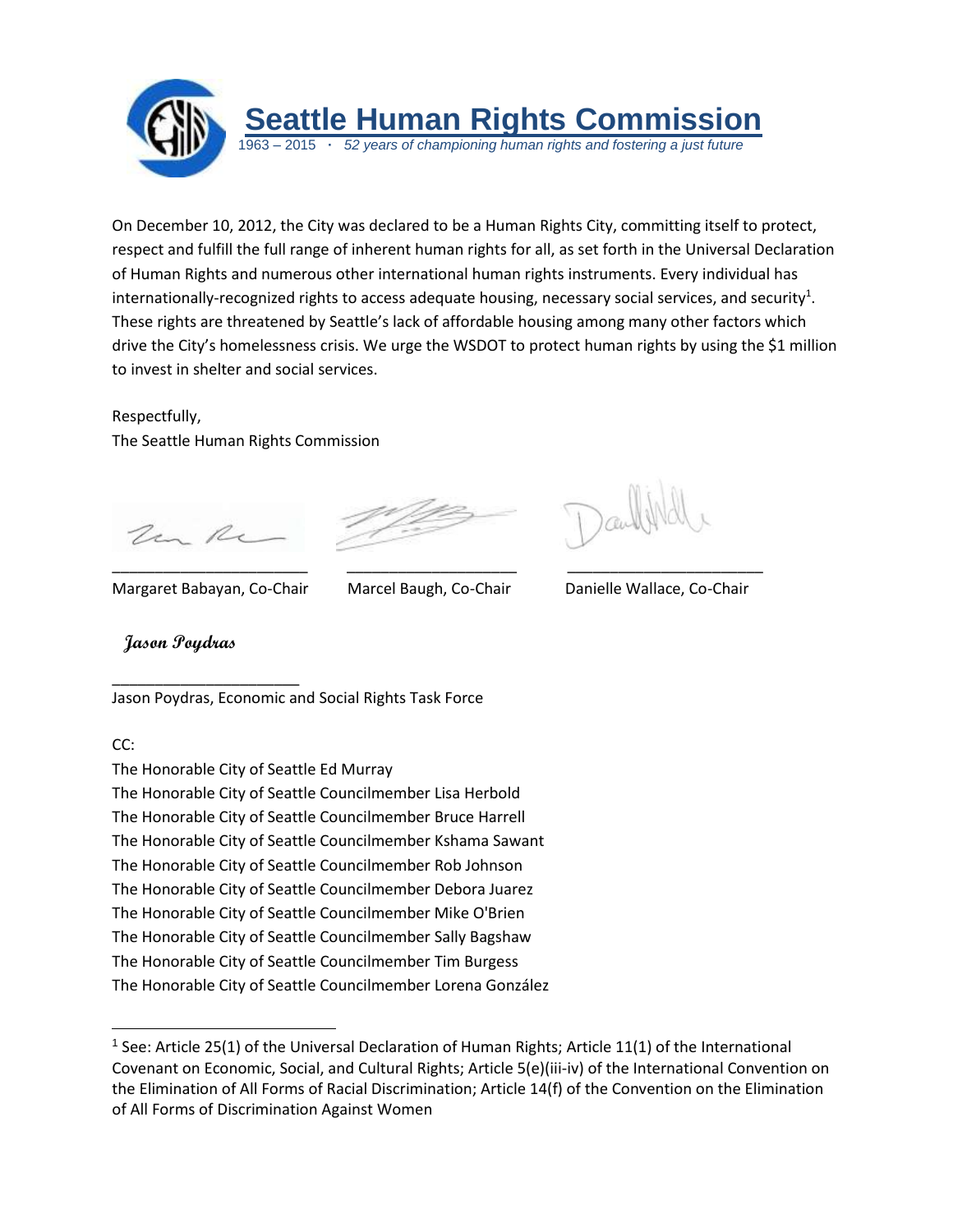# Seattle Human Rights Commission

1963 – 2015 · *52 years of championing human rights and fostering a just future*

On December 10, 2012, the City was declared to be a Human Rights City, committing itself to protect, respect and fulfill the full range of inherent human rights for all, as set forth in the Universal Declaration of Human Rights and numerous other international human rights instruments. Every individual has internationally-recognized rights to access adequate housing, necessary social services, and security[1]. These rights are threatened by Seattle's lack of affordable housing among many other factors which drive the City's homelessness crisis. We urge the WSDOT to protect human rights by using the $1 million to invest in shelter and social services.

Respectfully,
The Seattle Human Rights Commission

Margaret Babayan, Co-Chair

Marcel Baugh, Co-Chair

Danielle Wallace, Co-Chair

*Jason Poydras*

Jason Poydras, Economic and Social Rights Task Force

CC:
The Honorable City of Seattle Ed Murray
The Honorable City of Seattle Councilmember Lisa Herbold
The Honorable City of Seattle Councilmember Bruce Harrell
The Honorable City of Seattle Councilmember Kshama Sawant
The Honorable City of Seattle Councilmember Rob Johnson
The Honorable City of Seattle Councilmember Debora Juarez
The Honorable City of Seattle Councilmember Mike O'Brien
The Honorable City of Seattle Councilmember Sally Bagshaw
The Honorable City of Seattle Councilmember Tim Burgess
The Honorable City of Seattle Councilmember Lorena González

[1] See: Article 25(1) of the Universal Declaration of Human Rights; Article 11(1) of the International Covenant on Economic, Social, and Cultural Rights; Article 5(e)(iii-iv) of the International Convention on the Elimination of All Forms of Racial Discrimination; Article 14(f) of the Convention on the Elimination of All Forms of Discrimination Against Women